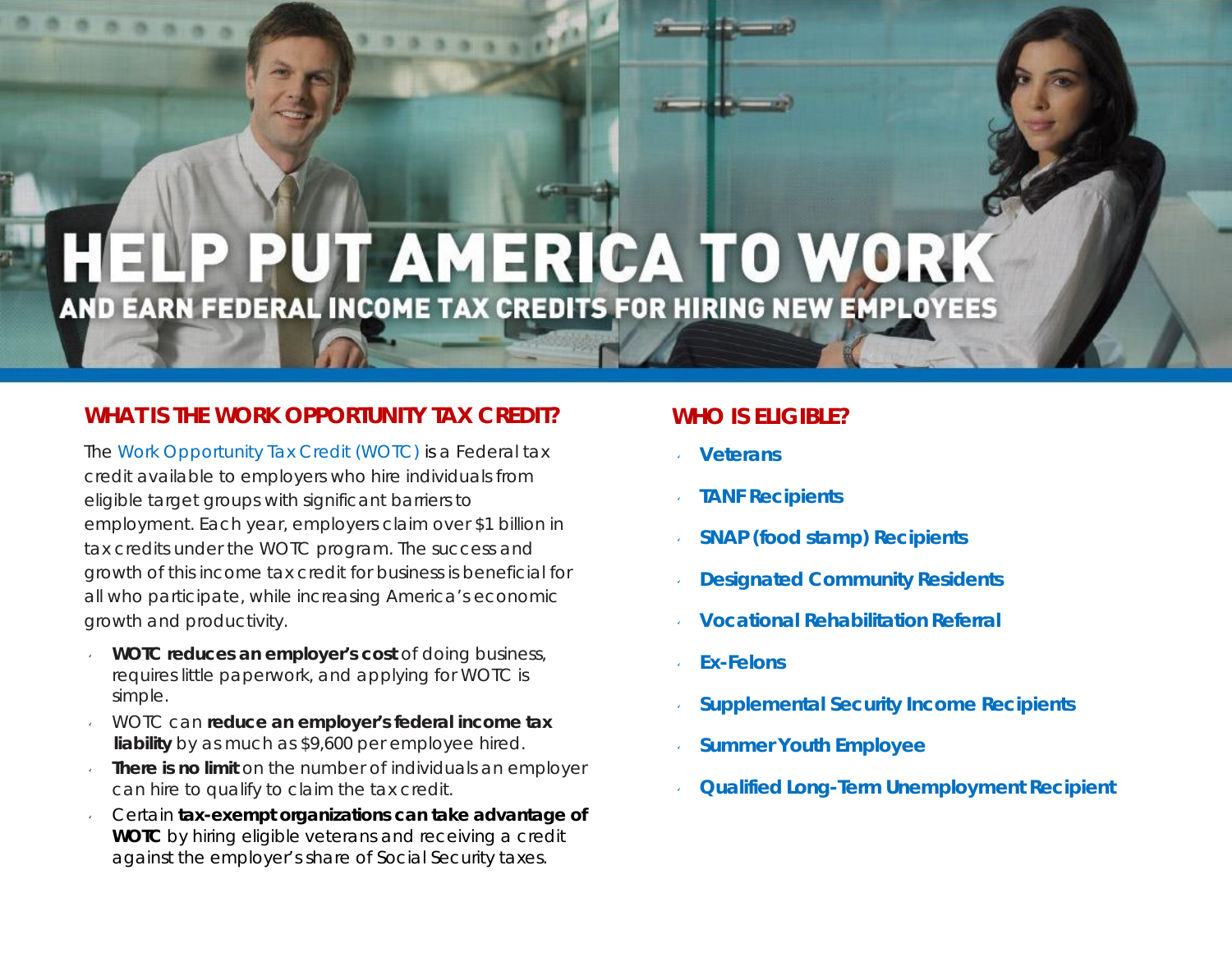# HELP PUT AMERICA TO WORK

## AND EARN FEDERAL INCOME TAX CREDITS FOR HIRING NEW EMPLOYEES

### WHAT IS THE WORK OPPORTUNITY TAX CREDIT?

The Work Opportunity Tax Credit (WOTC) is a Federal tax credit available to employers who hire individuals from eligible target groups with significant barriers to employment. Each year, employers claim over $1 billion in tax credits under the WOTC program. The success and growth of this income tax credit for business is beneficial for all who participate, while increasing America's economic growth and productivity.

- **WOTC reduces an employer's cost** of doing business, requires little paperwork, and applying for WOTC is simple.
- WOTC can **reduce an employer's federal income tax liability** by as much as $9,600 per employee hired.
- **There is no limit** on the number of individuals an employer can hire to qualify to claim the tax credit.
- Certain **tax-exempt organizations can take advantage of WOTC** by hiring eligible veterans and receiving a credit against the employer's share of Social Security taxes.

### WHO IS ELIGIBLE?

- **Veterans**
- **TANF Recipients**
- **SNAP (food stamp) Recipients**
- **Designated Community Residents**
- **Vocational Rehabilitation Referral**
- **Ex-Felons**
- **Supplemental Security Income Recipients**
- **Summer Youth Employee**
- **Qualified Long-Term Unemployment Recipient**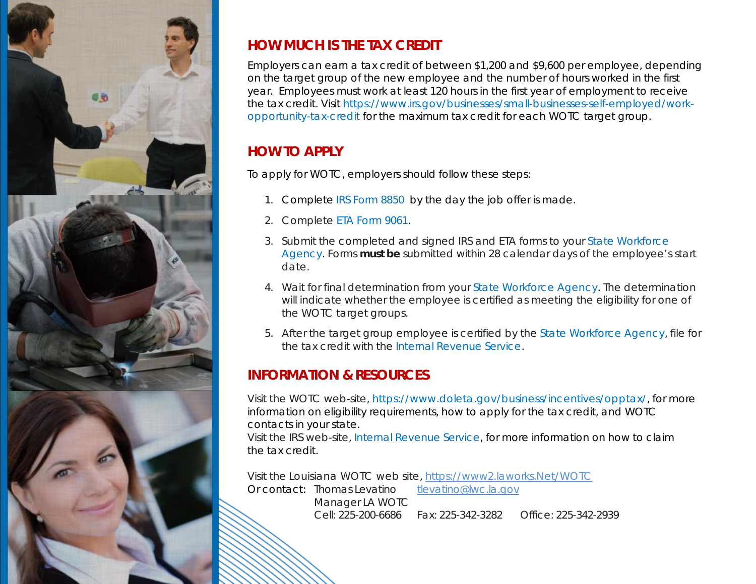## HOW MUCH IS THE TAX CREDIT

Employers can earn a tax credit of between $1,200 and $9,600 per employee, depending on the target group of the new employee and the number of hours worked in the first year. Employees must work at least 120 hours in the first year of employment to receive the tax credit. Visit https://www.irs.gov/businesses/small-businesses-self-employed/work-opportunity-tax-credit for the maximum tax credit for each WOTC target group.

## HOW TO APPLY

To apply for WOTC, employers should follow these steps:

1. Complete IRS Form 8850 by the day the job offer is made.
2. Complete ETA Form 9061.
3. Submit the completed and signed IRS and ETA forms to your State Workforce Agency. Forms **must be** submitted within 28 calendar days of the employee's start date.
4. Wait for final determination from your State Workforce Agency. The determination will indicate whether the employee is certified as meeting the eligibility for one of the WOTC target groups.
5. After the target group employee is certified by the State Workforce Agency, file for the tax credit with the Internal Revenue Service.

## INFORMATION & RESOURCES

Visit the WOTC web-site, https://www.doleta.gov/business/incentives/opptax/, for more information on eligibility requirements, how to apply for the tax credit, and WOTC contacts in your state.
Visit the IRS web-site, Internal Revenue Service, for more information on how to claim the tax credit.

Visit the Louisiana WOTC web site, https://www2.laworks.Net/WOTC
Or contact: Thomas Levatino tlevatino@lwc.la.gov
Manager LA WOTC
Cell: 225-200-6686 Fax: 225-342-3282 Office: 225-342-2939